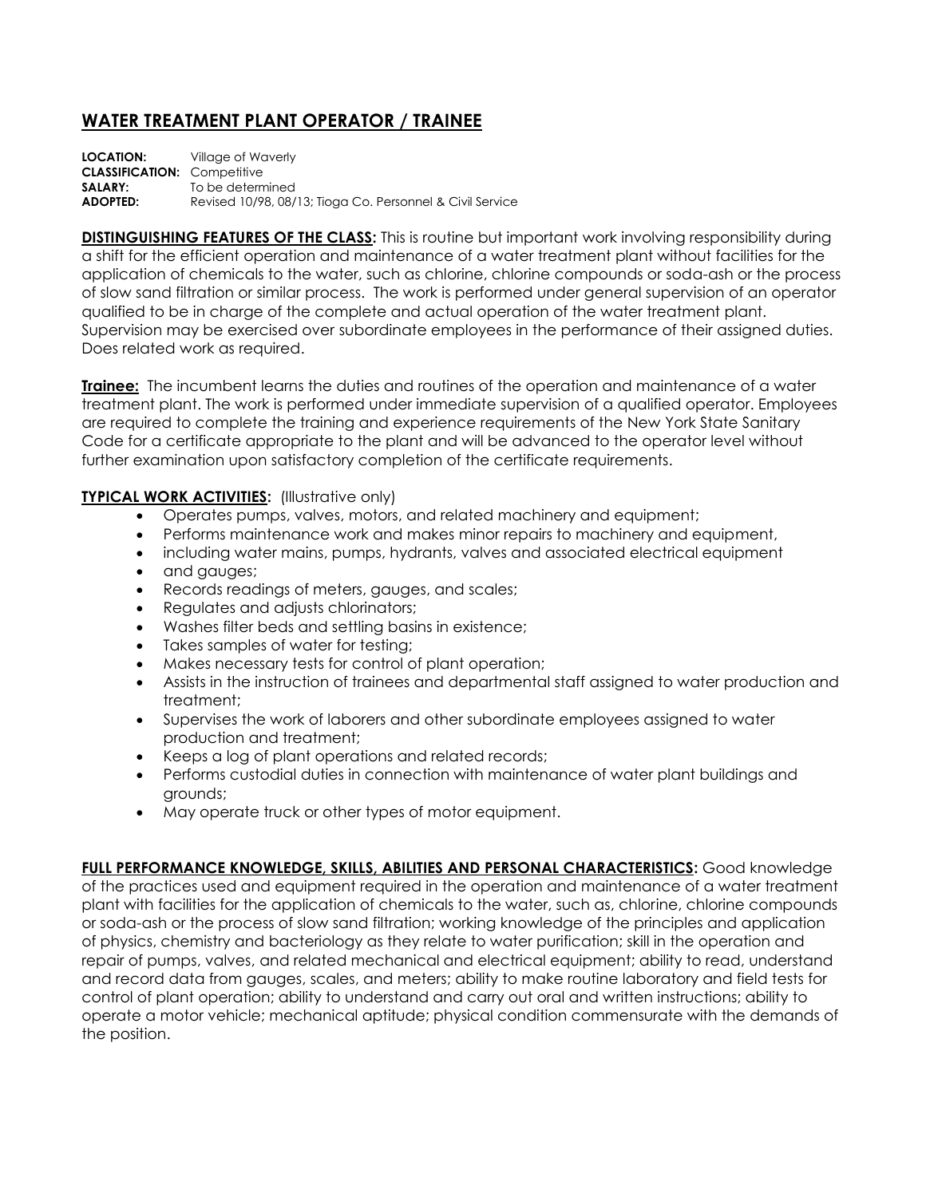# WATER TREATMENT PLANT OPERATOR / TRAINEE

**LOCATION:** Village of Waverly
**CLASSIFICATION:** Competitive
**SALARY:** To be determined
**ADOPTED:** Revised 10/98, 08/13; Tioga Co. Personnel & Civil Service

**DISTINGUISHING FEATURES OF THE CLASS:** This is routine but important work involving responsibility during a shift for the efficient operation and maintenance of a water treatment plant without facilities for the application of chemicals to the water, such as chlorine, chlorine compounds or soda-ash or the process of slow sand filtration or similar process. The work is performed under general supervision of an operator qualified to be in charge of the complete and actual operation of the water treatment plant. Supervision may be exercised over subordinate employees in the performance of their assigned duties. Does related work as required.

**Trainee:** The incumbent learns the duties and routines of the operation and maintenance of a water treatment plant. The work is performed under immediate supervision of a qualified operator. Employees are required to complete the training and experience requirements of the New York State Sanitary Code for a certificate appropriate to the plant and will be advanced to the operator level without further examination upon satisfactory completion of the certificate requirements.

**TYPICAL WORK ACTIVITIES:** (Illustrative only)

- Operates pumps, valves, motors, and related machinery and equipment;
- Performs maintenance work and makes minor repairs to machinery and equipment,
- including water mains, pumps, hydrants, valves and associated electrical equipment
- and gauges;
- Records readings of meters, gauges, and scales;
- Regulates and adjusts chlorinators;
- Washes filter beds and settling basins in existence;
- Takes samples of water for testing;
- Makes necessary tests for control of plant operation;
- Assists in the instruction of trainees and departmental staff assigned to water production and treatment;
- Supervises the work of laborers and other subordinate employees assigned to water production and treatment;
- Keeps a log of plant operations and related records;
- Performs custodial duties in connection with maintenance of water plant buildings and grounds;
- May operate truck or other types of motor equipment.

**FULL PERFORMANCE KNOWLEDGE, SKILLS, ABILITIES AND PERSONAL CHARACTERISTICS:** Good knowledge of the practices used and equipment required in the operation and maintenance of a water treatment plant with facilities for the application of chemicals to the water, such as, chlorine, chlorine compounds or soda-ash or the process of slow sand filtration; working knowledge of the principles and application of physics, chemistry and bacteriology as they relate to water purification; skill in the operation and repair of pumps, valves, and related mechanical and electrical equipment; ability to read, understand and record data from gauges, scales, and meters; ability to make routine laboratory and field tests for control of plant operation; ability to understand and carry out oral and written instructions; ability to operate a motor vehicle; mechanical aptitude; physical condition commensurate with the demands of the position.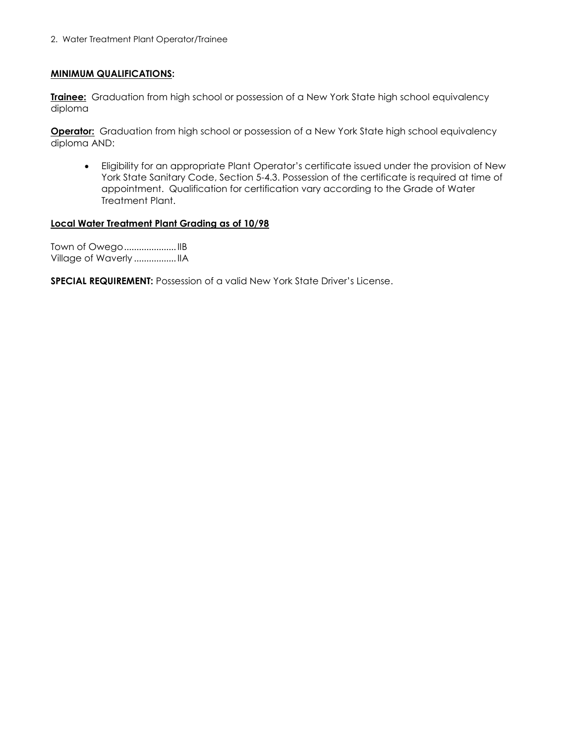**MINIMUM QUALIFICATIONS:**

**Trainee:** Graduation from high school or possession of a New York State high school equivalency diploma

**Operator:** Graduation from high school or possession of a New York State high school equivalency diploma AND:

- Eligibility for an appropriate Plant Operator's certificate issued under the provision of New York State Sanitary Code, Section 5-4.3. Possession of the certificate is required at time of appointment. Qualification for certification vary according to the Grade of Water Treatment Plant.

**Local Water Treatment Plant Grading as of 10/98**

Town of Owego..................... IIB
Village of Waverly ................. IIA

**SPECIAL REQUIREMENT:** Possession of a valid New York State Driver's License.